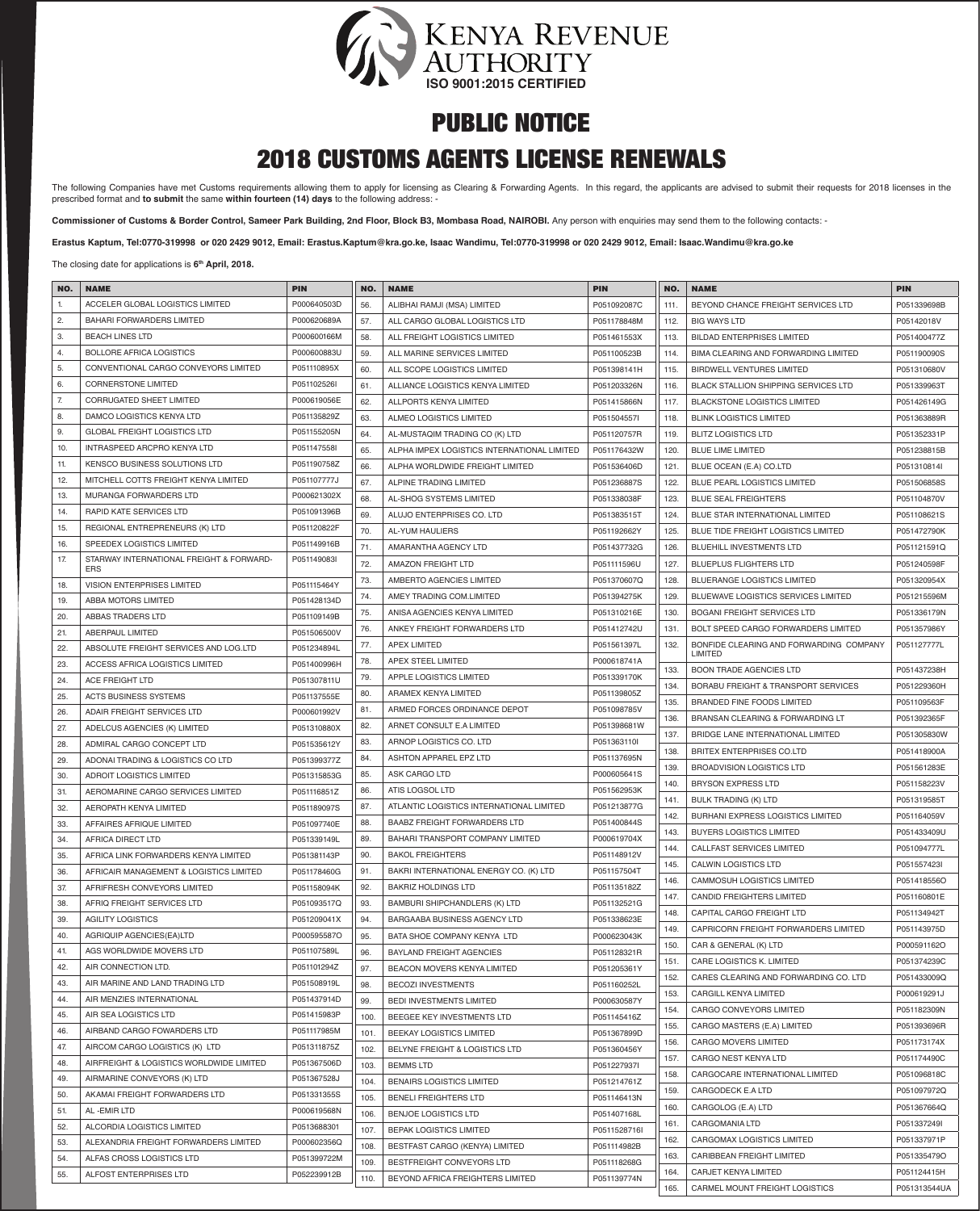# KENYA REVENUE AUTHORITY

**ISO 9001:2015 CERTIFIED**

# PUBLIC NOTICE

# 2018 CUSTOMS AGENTS LICENSE RENEWALS

The following Companies have met Customs requirements allowing them to apply for licensing as Clearing & Forwarding Agents. In this regard, the applicants are advised to submit their requests for 2018 licenses in the prescribed format and **to submit** the same **within fourteen (14) days** to the following address: -

**Commissioner of Customs & Border Control, Sameer Park Building, 2nd Floor, Block B3, Mombasa Road, NAIROBI.** Any person with enquiries may send them to the following contacts: -

**Erastus Kaptum, Tel:0770-319998 or 020 2429 9012, Email: Erastus.Kaptum@kra.go.ke, Isaac Wandimu, Tel:0770-319998 or 020 2429 9012, Email: Isaac.Wandimu@kra.go.ke**

The closing date for applications is **6th April, 2018.**

| NO. | NAME | PIN |
|---|---|---|
| 1. | ACCELER GLOBAL LOGISTICS LIMITED | P000640503D |
| 2. | BAHARI FORWARDERS LIMITED | P000620689A |
| 3. | BEACH LINES LTD | P000600166M |
| 4. | BOLLORE AFRICA LOGISTICS | P000600883U |
| 5. | CONVENTIONAL CARGO CONVEYORS LIMITED | P051110895X |
| 6. | CORNERSTONE LIMITED | P051102526I |
| 7. | CORRUGATED SHEET LIMITED | P000619056E |
| 8. | DAMCO LOGISTICS KENYA LTD | P051135829Z |
| 9. | GLOBAL FREIGHT LOGISTICS LTD | P051155205N |
| 10. | INTRASPEED ARCPRO KENYA LTD | P051147558I |
| 11. | KENSCO BUSINESS SOLUTIONS LTD | P051190758Z |
| 12. | MITCHELL COTTS FREIGHT KENYA LIMITED | P051107777J |
| 13. | MURANGA FORWARDERS LTD | P000621302X |
| 14. | RAPID KATE SERVICES LTD | P051091396B |
| 15. | REGIONAL ENTREPRENEURS (K) LTD | P051120822F |
| 16. | SPEEDEX LOGISTICS LIMITED | P051149916B |
| 17. | STARWAY INTERNATIONAL FREIGHT & FORWARDERS | P051149083I |
| 18. | VISION ENTERPRISES LIMITED | P051115464Y |
| 19. | ABBA MOTORS LIMITED | P051428134D |
| 20. | ABBAS TRADERS LTD | P051109149B |
| 21. | ABERPAUL LIMITED | P051506500V |
| 22. | ABSOLUTE FREIGHT SERVICES AND LOG.LTD | P051234894L |
| 23. | ACCESS AFRICA LOGISTICS LIMITED | P051400996H |
| 24. | ACE FREIGHT LTD | P051307811U |
| 25. | ACTS BUSINESS SYSTEMS | P051137555E |
| 26. | ADAIR FREIGHT SERVICES LTD | P000601992V |
| 27. | ADELCUS AGENCIES (K) LIMITED | P051310880X |
| 28. | ADMIRAL CARGO CONCEPT LTD | P051535612Y |
| 29. | ADONAI TRADING & LOGISTICS CO LTD | P051399377Z |
| 30. | ADROIT LOGISTICS LIMITED | P051315853G |
| 31. | AEROMARINE CARGO SERVICES LIMITED | P051116851Z |
| 32. | AEROPATH KENYA LIMITED | P051189097S |
| 33. | AFFAIRES AFRIQUE LIMITED | P051097740E |
| 34. | AFRICA DIRECT LTD | P051339149L |
| 35. | AFRICA LINK FORWARDERS KENYA LIMITED | P051381143P |
| 36. | AFRICAIR MANAGEMENT & LOGISTICS LIMITED | P051178460G |
| 37. | AFRIFRESH CONVEYORS LIMITED | P051158094K |
| 38. | AFRIQ FREIGHT SERVICES LTD | P051093517Q |
| 39. | AGILITY LOGISTICS | P051209041X |
| 40. | AGRIQUIP AGENCIES(EA)LTD | P000595587O |
| 41. | AGS WORLDWIDE MOVERS LTD | P051107589L |
| 42. | AIR CONNECTION LTD. | P051101294Z |
| 43. | AIR MARINE AND LAND TRADING LTD | P051508919L |
| 44. | AIR MENZIES INTERNATIONAL | P051437914D |
| 45. | AIR SEA LOGISTICS LTD | P051415983P |
| 46. | AIRBAND CARGO FOWARDERS LTD | P051117985M |
| 47. | AIRCOM CARGO LOGISTICS (K) LTD | P051311875Z |
| 48. | AIRFREIGHT & LOGISTICS WORLDWIDE LIMITED | P051367506D |
| 49. | AIRMARINE CONVEYORS (K) LTD | P051367528J |
| 50. | AKAMAI FREIGHT FORWARDERS LTD | P051331355S |
| 51. | AL -EMIR LTD | P000619568N |
| 52. | ALCORDIA LOGISTICS LIMITED | P0513688301 |
| 53. | ALEXANDRIA FREIGHT FORWARDERS LIMITED | P000602356Q |
| 54. | ALFAS CROSS LOGISTICS LTD | P051399722M |
| 55. | ALFOST ENTERPRISES LTD | P052239912B |
| 56. | ALIBHAI RAMJI (MSA) LIMITED | P051092087C |
| 57. | ALL CARGO GLOBAL LOGISTICS LTD | P051178848M |
| 58. | ALL FREIGHT LOGISTICS LIMITED | P051461553X |
| 59. | ALL MARINE SERVICES LIMITED | P051100523B |
| 60. | ALL SCOPE LOGISTICS LIMITED | P051398141H |
| 61. | ALLIANCE LOGISTICS KENYA LIMITED | P051203326N |
| 62. | ALLPORTS KENYA LIMITED | P051415866N |
| 63. | ALMEO LOGISTICS LIMITED | P051504557I |
| 64. | AL-MUSTAQIM TRADING CO (K) LTD | P051120757R |
| 65. | ALPHA IMPEX LOGISTICS INTERNATIONAL LIMITED | P051176432W |
| 66. | ALPHA WORLDWIDE FREIGHT LIMITED | P051536406D |
| 67. | ALPINE TRADING LIMITED | P051236887S |
| 68. | AL-SHOG SYSTEMS LIMITED | P051338038F |
| 69. | ALUJO ENTERPRISES CO. LTD | P051383515T |
| 70. | AL-YUM HAULIERS | P051192662Y |
| 71. | AMARANTHA AGENCY LTD | P051437732G |
| 72. | AMAZON FREIGHT LTD | P051111596U |
| 73. | AMBERTO AGENCIES LIMITED | P051370607Q |
| 74. | AMEY TRADING COM.LIMITED | P051394275K |
| 75. | ANISA AGENCIES KENYA LIMITED | P051310216E |
| 76. | ANKEY FREIGHT FORWARDERS LTD | P051412742U |
| 77. | APEX LIMITED | P051561397L |
| 78. | APEX STEEL LIMITED | P000618741A |
| 79. | APPLE LOGISTICS LIMITED | P051339170K |
| 80. | ARAMEX KENYA LIMITED | P051139805Z |
| 81. | ARMED FORCES ORDINANCE DEPOT | P051098785V |
| 82. | ARNET CONSULT E.A LIMITED | P051398681W |
| 83. | ARNOP LOGISTICS CO. LTD | P051363110I |
| 84. | ASHTON APPAREL EPZ LTD | P051137695N |
| 85. | ASK CARGO LTD | P000605641S |
| 86. | ATIS LOGSOL LTD | P051562953K |
| 87. | ATLANTIC LOGISTICS INTERNATIONAL LIMITED | P051213877G |
| 88. | BAABZ FREIGHT FORWARDERS LTD | P051400844S |
| 89. | BAHARI TRANSPORT COMPANY LIMITED | P000619704X |
| 90. | BAKOL FREIGHTERS | P051148912V |
| 91. | BAKRI INTERNATIONAL ENERGY CO. (K) LTD | P051157504T |
| 92. | BAKRIZ HOLDINGS LTD | P051135182Z |
| 93. | BAMBURI SHIPCHANDLERS (K) LTD | P051132521G |
| 94. | BARGAABA BUSINESS AGENCY LTD | P051338623E |
| 95. | BATA SHOE COMPANY KENYA LTD | P000623043K |
| 96. | BAYLAND FREIGHT AGENCIES | P051128321R |
| 97. | BEACON MOVERS KENYA LIMITED | P051205361Y |
| 98. | BECOZI INVESTMENTS | P051160252L |
| 99. | BEDI INVESTMENTS LIMITED | P000630587Y |
| 100. | BEEGEE KEY INVESTMENTS LTD | P051145416Z |
| 101. | BEEKAY LOGISTICS LIMITED | P051367899D |
| 102. | BELYNE FREIGHT & LOGISTICS LTD | P051360456Y |
| 103. | BEMMS LTD | P051227937I |
| 104. | BENAIRS LOGISTICS LIMITED | P051214761Z |
| 105. | BENELI FREIGHTERS LTD | P051146413N |
| 106. | BENJOE LOGISTICS LTD | P051407168L |
| 107. | BEPAK LOGISTICS LIMITED | P051152871 6I |
| 108. | BESTFAST CARGO (KENYA) LIMITED | P051114982B |
| 109. | BESTFREIGHT CONVEYORS LTD | P051118268G |
| 110. | BEYOND AFRICA FREIGHTERS LIMITED | P051139774N |
| 111. | BEYOND CHANCE FREIGHT SERVICES LTD | P051339698B |
| 112. | BIG WAYS LTD | P05142018V |
| 113. | BILDAD ENTERPRISES LIMITED | P051400477Z |
| 114. | BIMA CLEARING AND FORWARDING LIMITED | P051190090S |
| 115. | BIRDWELL VENTURES LIMITED | P051310680V |
| 116. | BLACK STALLION SHIPPING SERVICES LTD | P051339963T |
| 117. | BLACKSTONE LOGISTICS LIMITED | P051426149G |
| 118. | BLINK LOGISTICS LIMITED | P051363889R |
| 119. | BLITZ LOGISTICS LTD | P051352331P |
| 120. | BLUE LIME LIMITED | P051238815B |
| 121. | BLUE OCEAN (E.A) CO.LTD | P051310814I |
| 122. | BLUE PEARL LOGISTICS LIMITED | P051506858S |
| 123. | BLUE SEAL FREIGHTERS | P051104870V |
| 124. | BLUE STAR INTERNATIONAL LIMITED | P051108621S |
| 125. | BLUE TIDE FREIGHT LOGISTICS LIMITED | P051472790K |
| 126. | BLUEHILL INVESTMENTS LTD | P051121591Q |
| 127. | BLUEPLUS FLIGHTERS LTD | P051240598F |
| 128. | BLUERANGE LOGISTICS LIMITED | P051320954X |
| 129. | BLUEWAVE LOGISTICS SERVICES LIMITED | P051215596M |
| 130. | BOGANI FREIGHT SERVICES LTD | P051336179N |
| 131. | BOLT SPEED CARGO FORWARDERS LIMITED | P051357986Y |
| 132. | BONFIDE CLEARING AND FORWARDING COMPANY LIMITED | P051127777L |
| 133. | BOON TRADE AGENCIES LTD | P051437238H |
| 134. | BORABU FREIGHT & TRANSPORT SERVICES | P051229360H |
| 135. | BRANDED FINE FOODS LIMITED | P051109563F |
| 136. | BRANSAN CLEARING & FORWARDING LT | P051392365F |
| 137. | BRIDGE LANE INTERNATIONAL LIMITED | P051305830W |
| 138. | BRITEX ENTERPRISES CO.LTD | P051418900A |
| 139. | BROADVISION LOGISTICS LTD | P051561283E |
| 140. | BRYSON EXPRESS LTD | P051158223V |
| 141. | BULK TRADING (K) LTD | P051319585T |
| 142. | BURHANI EXPRESS LOGISTICS LIMITED | P051164059V |
| 143. | BUYERS LOGISTICS LIMITED | P051433409U |
| 144. | CALLFAST SERVICES LIMITED | P051094777L |
| 145. | CALWIN LOGISTICS LTD | P051557423I |
| 146. | CAMMOSUH LOGISTICS LIMITED | P051418556O |
| 147. | CANDID FREIGHTERS LIMITED | P051160801E |
| 148. | CAPITAL CARGO FREIGHT LTD | P051134942T |
| 149. | CAPRICORN FREIGHT FORWARDERS LIMITED | P051143975D |
| 150. | CAR & GENERAL (K) LTD | P000591162O |
| 151. | CARE LOGISTICS K. LIMITED | P051374239C |
| 152. | CARES CLEARING AND FORWARDING CO. LTD | P051433009Q |
| 153. | CARGILL KENYA LIMITED | P000619291J |
| 154. | CARGO CONVEYORS LIMITED | P051182309N |
| 155. | CARGO MASTERS (E.A) LIMITED | P051393696R |
| 156. | CARGO MOVERS LIMITED | P051173174X |
| 157. | CARGO NEST KENYA LTD | P051174490C |
| 158. | CARGOCARE INTERNATIONAL LIMITED | P051096818C |
| 159. | CARGODECK E.A LTD | P051097972Q |
| 160. | CARGOLOG (E.A) LTD | P051367664Q |
| 161. | CARGOMANIA LTD | P051337249I |
| 162. | CARGOMAX LOGISTICS LIMITED | P051337971P |
| 163. | CARIBBEAN FREIGHT LIMITED | P051335479O |
| 164. | CARJET KENYA LIMITED | P051124415H |
| 165. | CARMEL MOUNT FREIGHT LOGISTICS | P051313544UA |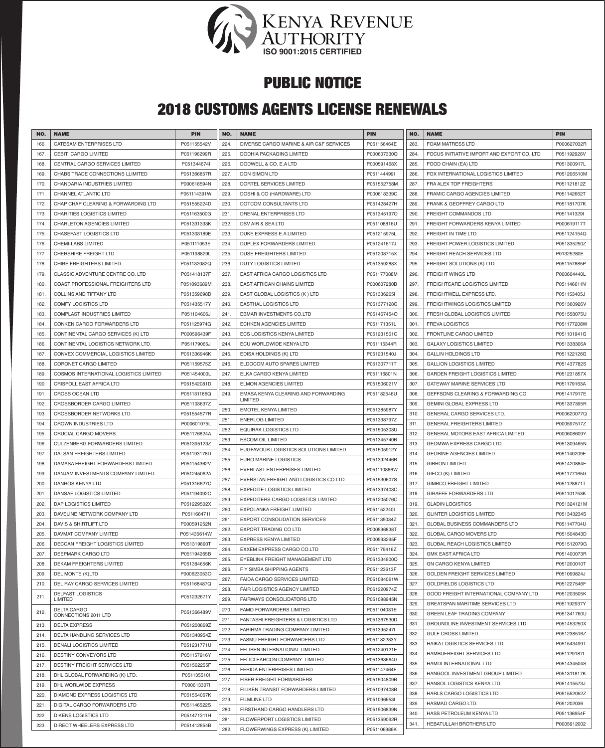KENYA REVENUE AUTHORITY
ISO 9001:2015 CERTIFIED

# PUBLIC NOTICE

## 2018 CUSTOMS AGENTS LICENSE RENEWALS

| NO. | NAME | PIN |
|---|---|---|
| 166. | CATESAM ENTERPRISES LTD | P051155542V |
| 167. | CEBIT CARGO LIMITED | P051196299R |
| 168. | CENTRAL CARGO SERVICES LIMITED | P051344674I |
| 169. | CHABS TRADE CONNECTIONS LLIMITED | P051366857R |
| 170. | CHANDARIA INDUSTRIES LIMITED | P000618594N |
| 171. | CHANNEL ATLANTIC LTD | P051114391W |
| 172. | CHAP CHAP CLEARING & FORWARDING LTD | P051555224D |
| 173. | CHARITIES LOGISTICS LIMITED | P051163500G |
| 174. | CHARLETON AGENCIES LIMITED | P051331333K |
| 175. | CHASEFAST LOGISTICS LTD | P051303189E |
| 176. | CHEMI-LABS LIMITED | P051111053E |
| 177. | CHERSHIRE FREIGHT LTD | P051198829L |
| 178. | CHIBE FREIGHTERS LIMITED | P051132082Q |
| 179. | CLASSIC ADVENTURE CENTRE CO. LTD | P051418137F |
| 180. | COAST PROFESSIONAL FREIGHTERS LTD | P051093689M |
| 181. | COLLINS AND TIFFANY LTD | P051359698D |
| 182. | COMFY LOGISTICS LTD | P051435517Y |
| 183. | COMPLAST INDUSTRIES LIMITED | P051104606J |
| 184. | CONKEN CARGO FORWARDERS LTD | P051125974G |
| 185. | CONTINENTAL CARGO SERVICES (K) LTD | P000596439F |
| 186. | CONTINENTAL LOGISTICS NETWORK LTD. | P051179065J |
| 187. | CONVEX COMMERCIAL LOGISTICS LIMITED | P051336946K |
| 188. | CORONET CARGO LIMITED | P051159575Z |
| 189. | COSMOS INTERNATIONAL LOGISTICS LIMITED | P051454000L |
| 190. | CRISPOLL EAST AFRICA LTD | P051542081D |
| 191. | CROSS OCEAN LTD | P051131186Q |
| 192. | CROSSBORDER CARGO LIMITED | P051103637Z |
| 193. | CROSSBORDER NETWORKS LTD | P051554577R |
| 194. | CROWN INDUSTRIES LTD | P000601075L |
| 195. | CRUCIAL CARGO MOVERS | P051176824A |
| 196. | CULZENBERG FORWARDERS LIMITED | P051395123Z |
| 197. | DALSAN FREIGHTERS LIMITED | P051193178D |
| 198. | DAMASA FREIGHT FORWARDERS LIMITED | P051154362V |
| 199. | DANJAM INVESTMENTS COMPANY LIMITED | P051245062A |
| 200. | DANROS KENYA LTD | P051316627C |
| 201. | DANSAF LOGISTICS LIMITED | P051194092C |
| 202. | DAP LOGISTICS LIMITED | P051229502X |
| 203. | DAVELINE NETWORK COMPANY LTD | P051168471I |
| 204. | DAVIS & SHIRTLIFT LTD | P000591252N |
| 205. | DAVMAT COMPANY LIMITED | P051435614W |
| 206. | DECCAN FREIGHT LOGISTICS LIMITED | P051319890T |
| 207. | DEEPMARK CARGO LTD | P051194265B |
| 208. | DEKAM FREIGHTERS LIMITED | P051384656K |
| 209. | DEL MONTE (K)LTD | P000623053O |
| 210. | DEL RAY CARGO SERVICES LIMITED | P051168487Q |
| 211. | DELFAST LOGISTICS LIMITED | P051232671Y |
| 212. | DELTA CARGO CONNECTIONS 2011 LTD | P051366489V |
| 213. | DELTA EXPRESS | P051200869Z |
| 214. | DELTA HANDLING SERVICES LTD | P051340954Z |
| 215. | DENALI LOGISTICS LIMITED | P051231771U |
| 216. | DESTINY CONVEYORS LTD | P051157916Y |
| 217. | DESTINY FREIGHT SERVICES LTD | P051562255F |
| 218. | DHL GLOBAL FORWARDING (K) LTD. | P051135510I |
| 219. | DHL WORLWIDE EXPRESS | P000613307I |
| 220. | DIAMOND EXPRESS LOGISTICS LTD | P051554067K |
| 221. | DIGITAL CARGO FORWARDERS LTD | P051146522S |
| 222. | DIKENS LOGISTICS LTD | P051471311H |
| 223. | DIRECT WHEELERS EXPRESS LTD | P051412854B |
| 224. | DIVERSE CARGO MARINE & AIR C&F SERVICES | P051156464E |
| 225. | DODHIA PACKAGING LIMITED | P000607330Q |
| 226. | DODWELL & CO. E.A LTD | P000591468X |
| 227. | DON SIMON LTD | P051144499I |
| 228. | DORTEL SERVICES LIMITED | P051552758M |
| 229. | DOSHI & CO (HARDWARE) LTD | P000618339C |
| 230. | DOTCOM CONSULTANTS LTD | P051428427H |
| 231. | DRENAL ENTERPRISES LTD | P051345197O |
| 232. | DSV AIR & SEA LTD | P051108816U |
| 233. | DUKE EXPRESS E.A LIMITED | P051215975L |
| 234. | DUPLEX FORWARDERS LIMITED | P051241617J |
| 235. | DUSE FREIGHTERS LIMITED | P051208715X |
| 236. | DUTY LOGISTICS LIMITED | P051359288X |
| 237. | EAST AFRICA CARGO LOGISTICS LTD | P051177088M |
| 238. | EAST AFRICAN CHAINS LIMITED | P000607280B |
| 239. | EAST GLOBAL LOGISTICS (K ) LTD | P051336265I |
| 240. | EASTHAL LOGISTICS LTD | P051377128G |
| 241. | EBMAR INVESTMENTS CO.LTD | P051467454O |
| 242. | ECHKEN AGENCIES LIMITED | P051171351L |
| 243. | ECS LOGISTICS KENYA LIMITED | P051231501C |
| 244. | ECU WORLDWIDE KENYA LTD | P051115344R |
| 245. | EDISA HOLDINGS (K) LTD | P051231540J |
| 246. | ELDOCOM AUTO SPARES LIMITED | P051307711T |
| 247. | ELKA CARGO KENYA LIMITED | P051116801N |
| 248. | ELMON AGENCIES LIMITED | P051506021V |
| 249. | EMASA KENYA CLEARING AND FORWARDING LIMITED | P051182546U |
| 250. | EMOTEL KENYA LIMITED | P051385987Y |
| 251. | ENERLOG LIMITED | P051338797Z |
| 252. | EQUIRAK LOGISTICS LTD | P051505303U |
| 253. | ESCOM OIL LIMITED | P051345740B |
| 254. | EUGFAVOUR LOGISTICS SOLUTIONS LIMITED | P051505912Y |
| 255. | EURO MARINE LOGISTICS | P051392446B |
| 256. | EVERLAST ENTERPRISES LIMITED | P051110886W |
| 257. | EVERSTAN FREIGHT AND LOGISTICS CO.LTD | P051530607S |
| 258. | EXPEDITE LOGISTICS LIMITED | P051397403C |
| 259. | EXPEDITERS CARGO LOGISTICS LIMITED | P051205076C |
| 260. | EXPOLANKA FREIGHT LIMITED | P051152240I |
| 261. | EXPORT CONSOLIDATION SERVICES | P051135034Z |
| 262. | EXPORT TRADING CO LTD | P000596838T |
| 263. | EXPRESS KENYA LIMITED | P000593295F |
| 264. | EXXEM EXPRESS CARGO CO.LTD | P051179416Z |
| 265. | EYEBLINK FREIGHT MANAGEMENT LTD | P051334900Q |
| 266. | F Y SIMBA SHIPPING AGENTS | P051123613F |
| 267. | FAIDA CARGO SERVICES LIMITED | P051094061W |
| 268. | FAIR LOGISTICS AGENCY LIMITED | P051220974Z |
| 269. | FAIRWAYS CONSOLIDATORS LTD | P051098945N |
| 270. | FAMO FORWARDERS LIMITED | P051104031E |
| 271. | FANTASHI FREIGHTERS & LOGISTICS LTD | P051367530D |
| 272. | FARIHMA TRADING COMPANY LIMITED | P051395247I |
| 273. | FASMU FREIGHT FORWARDERS LTD | P051182283Y |
| 274. | FELIBEN INTERNATIONAL LIMITED | P051240121E |
| 275. | FELICLEARCON COMPANY LIMITED | P051363664G |
| 276. | FERIDA ENTERPRISES LIMITED | P051147464F |
| 277. | FIBER FREIGHT FORWARDERS | P051504809B |
| 278. | FILIKEN TRANSIT FORWARDERS LIMITED | P051097408B |
| 279. | FILMLINE LTD | P051096653I |
| 280. | FIRSTHAND CARGO HANDLERS LTD | P051506839N |
| 281. | FLOWERPORT LOGISTICS LIMITED | P051359092R |
| 282. | FLOWERWINGS EXPRESS (K) LIMITED | P051106986K |
| 283. | FOAM MATRESS LTD | P000627032R |
| 284. | FOCUS INITIATIVE IMPORT AND EXPORT CO. LTD | P051192926V |
| 285. | FOOD CHAIN (EA) LTD | P051300917L |
| 286. | FOX INTERNATIONAL LOGISTICS LIMITED | P051206510M |
| 287. | FRA ALEX TOP FREIGHTERS | P051121812Z |
| 288. | FRAMIC CARGO AGENCIES LIMITED | P051142662T |
| 289. | FRANK & GEOFFREY CARGO LTD | P051181707K |
| 290. | FREIGHT COMMANDOS LTD | P051141329I |
| 291. | FREIGHT FORWARDERS KENYA LIMITED | P000619117T |
| 292. | FREIGHT IN TIME LTD | P051124154Q |
| 293. | FREIGHT POWER LOGISTICS LIMITED | P051335250Z |
| 294. | FREIGHT REACH SERVICES LTD | P01325280E |
| 295. | FREIGHT SOLUTIONS (K) LTD | P051157885P |
| 296. | FREIGHT WINGS LTD | P000604440L |
| 297. | FREIGHTCARE LOGISTICS LIMITED | P051146611N |
| 298. | FREIGHTWELL EXPRESS LTD. | P051153405J |
| 299. | FREIGHTWINGS LOGISTICS LIMITED | P051360926V |
| 300. | FRESH GLOBAL LOGISTICS LIMITED | P051558075U |
| 301. | FREVA LOGISTICS | P051177208W |
| 302. | FRONTLINE CARGO LIMITED | P051101941G |
| 303. | GALAXY LOGISTICS LIMITED | P051338306A |
| 304. | GALLIN HOLDINGS LTD | P051122126G |
| 305. | GALLION LOGISTICS LIMITED | P051437782S |
| 306. | GARDEN FREIGHT LOGISTICS LIMITED | P051231857X |
| 307. | GATEWAY MARINE SERVICES LTD | P051179163A |
| 308. | GEFFSONS CLEARING & FORWARDING CO. | P051417917E |
| 309. | GEMINI GLOBAL EXPRESS LTD | P051337395R |
| 310. | GENERAL CARGO SERVICES LTD. | P000620077Q |
| 311. | GENERAL FREIGHTERS LIMITED | P000597517Z |
| 312. | GENERAL MOTORS EAST AFRICA LIMITED | P000608609Y |
| 313. | GEOMWA EXPRESS CARGO LTD | P051309465N |
| 314. | GEORINE AGENCIES LIMITED | P051140209E |
| 315. | GIBRON LIMITED | P051420884E |
| 316. | GIFCO (K) LIMITED | P051177165G |
| 317. | GIMBCO FREIGHT LIMITED | P051128871T |
| 318. | GIRAFFE FORWARDERS LTD | P051101753K |
| 319. | GLADIN LOGISTICS | P051324121M |
| 320. | GLINTER LOGISTICS LIMITED | P051343234S |
| 321. | GLOBAL BUSINESS COMMANDERS LTD | P051147704U |
| 322. | GLOBAL CARGO MOVERS LTD | P051504843D |
| 323. | GLOBAL REACH LOGISTICS LIMITED | P051512079G |
| 324. | GMK EAST AFRICA LTD | P051400073R |
| 325. | GN CARGO KENYA LIMITED | P051200010T |
| 326. | GOLDEN FREIGHT SERVICES LIMITED | P051099824J |
| 327. | GOLDFIELDS LOGISTICS LTD | P051227546F |
| 328. | GOOD FREIGHT INTERNATIONAL COMPANY LTD | P051203505K |
| 329. | GREATSPAN MARITIME SERVICES LTD | P051192937Y |
| 330. | GREEN LEAF TRADING COMPANY | P051341760U |
| 331. | GROUNDLINE INVESTMENT SERVICES LTD | P051453250X |
| 332. | GULF CROSS LIMITED | P051238516Z |
| 333. | HAIKA LOGISTICS SERVICES LTD | P051543499T |
| 334. | HAMBUFREIGHT SERVICES LTD | P051129187L |
| 335. | HAMDI INTERNATIONAL LTD | P051434504S |
| 336. | HANGOOL INVESTMENT GROUP LIMITED | P051311817K |
| 337. | HANSOL LOGISTICS KENYA LTD | P051415573J |
| 338. | HARLS CARGO LOGISTICS LTD | P051552052Z |
| 339. | HASMAD CARGO LTD. | P051202036 |
| 340. | HASS PETROLEUM KENYA LTD | P051136954F |
| 341. | HEBATULLAH BROTHERS LTD | P0005912002 |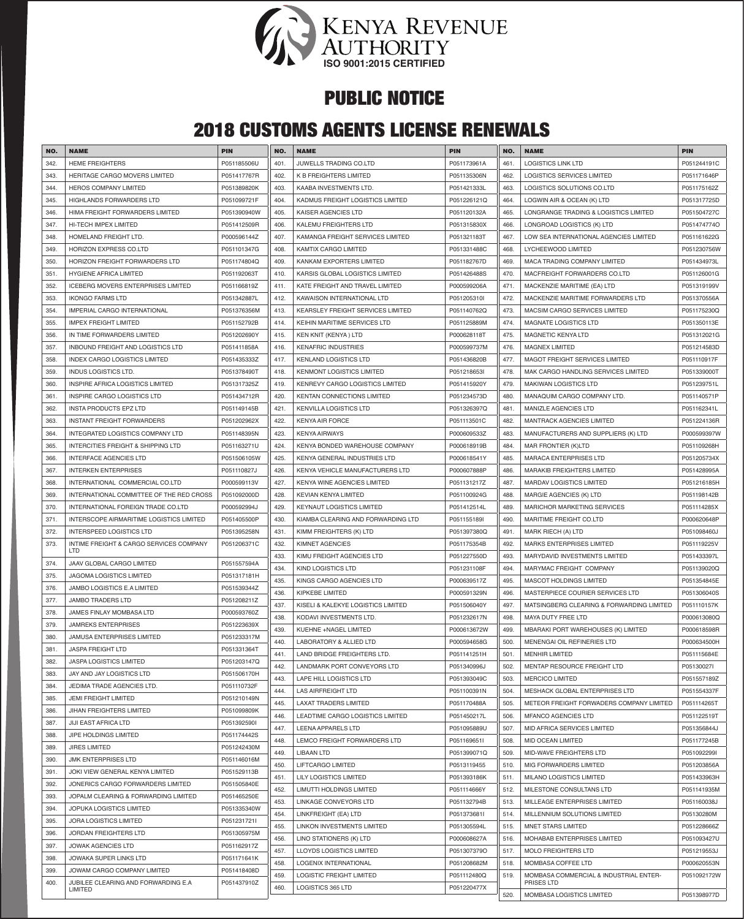KENYA REVENUE AUTHORITY
ISO 9001:2015 CERTIFIED

# PUBLIC NOTICE

## 2018 CUSTOMS AGENTS LICENSE RENEWALS

| NO. | NAME | PIN |
|---|---|---|
| 342. | HEME FREIGHTERS | P051185506U |
| 343. | HERITAGE CARGO MOVERS LIMITED | P051417767R |
| 344. | HEROS COMPANY LIMITED | P051389820K |
| 345. | HIGHLANDS FORWARDERS LTD | P051099721F |
| 346. | HIMA FREIGHT FORWARDERS LIMITED | P051390940W |
| 347. | HI-TECH IMPEX LIMITED | P051412509R |
| 348. | HOMELAND FREIGHT LTD. | P000596144Z |
| 349. | HORIZON EXPRESS CO.LTD | P051101347G |
| 350. | HORIZON FREIGHT FORWARDERS LTD | P051174804Q |
| 351. | HYGIENE AFRICA LIMITED | P051192063T |
| 352. | ICEBERG MOVERS ENTERPRISES LIMITED | P051166819Z |
| 353. | IKONGO FARMS LTD | P051342887L |
| 354. | IMPERIAL CARGO INTERNATIONAL | P051376356M |
| 355. | IMPEX FREIGHT LIMITED | P051152792B |
| 356. | IN TIME FORWARDERS LIMITED | P051202690Y |
| 357. | INBOUND FREIGHT AND LOGISTICS LTD | P051411858A |
| 358. | INDEX CARGO LOGISTICS LIMITED | P051435333Z |
| 359. | INDUS LOGISTICS LTD. | P051378490T |
| 360. | INSPIRE AFRICA LOGISTICS LIMITED | P051317325Z |
| 361. | INSPIRE CARGO LOGISTICS LTD | P051434712R |
| 362. | INSTA PRODUCTS EPZ LTD | P051149145B |
| 363. | INSTANT FREIGHT FORWARDERS | P051202962X |
| 364. | INTEGRATED LOGISTICS COMPANY LTD | P051148395N |
| 365. | INTERCITIES FREIGHT & SHIPPING LTD | P051163271U |
| 366. | INTERFACE AGENCIES LTD | P051506105W |
| 367. | INTERKEN ENTERPRISES | P051110827J |
| 368. | INTERNATIONAL COMMERCIAL CO.LTD | P000599113V |
| 369. | INTERNATIONAL COMMITTEE OF THE RED CROSS | P051092000D |
| 370. | INTERNATIONAL FOREIGN TRADE CO.LTD | P000592994J |
| 371. | INTERSCOPE AIRMARITIME LOGISTICS LIMITED | P051405500P |
| 372. | INTERSPEED LOGISTICS LTD | P051395258N |
| 373. | INTIME FREIGHT & CARGO SERVICES COMPANY LTD | P051206371C |
| 374. | JAAV GLOBAL CARGO LIMITED | P051557594A |
| 375. | JAGOMA LOGISTICS LIMITED | P051317181H |
| 376. | JAMBO LOGISTICS E.A LIMITED | P051539344Z |
| 377. | JAMBO TRADERS LTD | P051208211Z |
| 378. | JAMES FINLAY MOMBASA LTD | P000593760Z |
| 379. | JAMREKS ENTERPRISES | P051223639X |
| 380. | JAMUSA ENTERPRISES LIMITED | P051233317M |
| 381. | JASPA FREIGHT LTD | P051331364T |
| 382. | JASPA LOGISTICS LIMITED | P051203147Q |
| 383. | JAY AND JAY LOGISTICS LTD | P051506170H |
| 384. | JEDIMA TRADE AGENCIES LTD. | P051110732F |
| 385. | JEMI FREIGHT LIMITED | P051210149N |
| 386. | JIHAN FREIGHTERS LIMITED | P051099809K |
| 387. | JIJI EAST AFRICA LTD | P051392590I |
| 388. | JIPE HOLDINGS LIMITED | P051174442S |
| 389. | JIRES LIMITED | P051242430M |
| 390. | JMK ENTERPRISES LTD | P051146016M |
| 391. | JOKI VIEW GENERAL KENYA LIMITED | P051529113B |
| 392. | JONERICS CARGO FORWARDERS LIMITED | P051505840E |
| 393. | JOPALM CLEARING & FORWARDING LIMITED | P051465250E |
| 394. | JOPUKA LOGISTICS LIMITED | P051335340W |
| 395. | JORA LOGISTICS LIMITED | P051231721I |
| 396. | JORDAN FREIGHTERS LTD | P051305975M |
| 397. | JOWAK AGENCIES LTD | P051162917Z |
| 398. | JOWAKA SUPER LINKS LTD | P051171641K |
| 399. | JOWAM CARGO COMPANY LIMITED | P051418408D |
| 400. | JUBILEE CLEARING AND FORWARDING E.A LIMITED | P051437910Z |
| 401. | JUWELLS TRADING CO.LTD | P051173961A |
| 402. | K B FREIGHTERS LIMITED | P051135306N |
| 403. | KAABA INVESTMENTS LTD. | P051421333L |
| 404. | KADMUS FREIGHT LOGISTICS LIMITED | P051226121Q |
| 405. | KAISER AGENCIES LTD | P051120132A |
| 406. | KALEMU FREIGHTERS LTD | P051315830X |
| 407. | KAMANGA FREIGHT SERVICES LIMITED | P051321183T |
| 408. | KAMTIX CARGO LIMITED | P051331488C |
| 409. | KANKAM EXPORTERS LIMITED | P051182767D |
| 410. | KARSIS GLOBAL LOGISTICS LIMITED | P051426488S |
| 411. | KATE FREIGHT AND TRAVEL LIMITED | P000599206A |
| 412. | KAWAISON INTERNATIONAL LTD | P051205310I |
| 413. | KEARSLEY FREIGHT SERVICES LIMITED | P051140762Q |
| 414. | KEIHIN MARITIME SERVICES LTD | P051125889M |
| 415. | KEN KNIT (KENYA ) LTD | P000628118T |
| 416. | KENAFRIC INDUSTRIES | P000599737M |
| 417. | KENLAND LOGISTICS LTD | P051436820B |
| 418. | KENMONT LOGISTICS LIMITED | P051218653I |
| 419. | KENREVY CARGO LOGISTICS LIMITED | P051415920Y |
| 420. | KENTAN CONNECTIONS LIMITED | P051234573D |
| 421. | KENVILLA LOGISTICS LTD | P051326397Q |
| 422. | KENYA AIR FORCE | P051113501C |
| 423. | KENYA AIRWAYS | P000609533Z |
| 424. | KENYA BONDED WAREHOUSE COMPANY | P000618919B |
| 425. | KENYA GENERAL INDUSTRIES LTD | P000618541Y |
| 426. | KENYA VEHICLE MANUFACTURERS LTD | P000607888P |
| 427. | KENYA WINE AGENCIES LIMITED | P051131217Z |
| 428. | KEVIAN KENYA LIMITED | P051100924G |
| 429. | KEYNAUT LOGISTICS LIMITED | P051412514L |
| 430. | KIAMBA CLEARING AND FORWARDING LTD | P051155189I |
| 431. | KIMM FREIGHTERS (K) LTD | P051397380Q |
| 432. | KIMNET AGENCIES | P051175354B |
| 433. | KIMU FREIGHT AGENCIES LTD | P051227550D |
| 434. | KIND LOGISTICS LTD | P051231108F |
| 435. | KINGS CARGO AGENCIES LTD | P000639517Z |
| 436. | KIPKEBE LIMITED | P000591329N |
| 437. | KISELI & KALEKYE LOGISTICS LIMITED | P051506040Y |
| 438. | KODAVI INVESTMENTS LTD. | P051232617N |
| 439. | KUEHNE +NAGEL LIMITED | P000613672W |
| 440. | LABORATORY & ALLIED LTD | P000594658G |
| 441. | LAND BRIDGE FREIGHTERS LTD. | P051141251H |
| 442. | LANDMARK PORT CONVEYORS LTD | P051340996J |
| 443. | LAPE HILL LOGISTICS LTD | P051393049C |
| 444. | LAS AIRFREIGHT LTD | P051100391N |
| 445. | LAXAT TRADERS LIMITED | P051170488A |
| 446. | LEADTIME CARGO LOGISTICS LIMITED | P051450217L |
| 447. | LEENA APPARELS LTD | P051095889U |
| 448. | LEMCO FREIGHT FORWARDERS LTD | P051169651I |
| 449. | LIBAAN LTD | P051399071Q |
| 450. | LIFTCARGO LIMITED | P0513119455 |
| 451. | LILY LOGISTICS LIMITED | P051393186K |
| 452. | LIMUTTI HOLDINGS LIMITED | P051114666Y |
| 453. | LINKAGE CONVEYORS LTD | P051132794B |
| 454. | LINKFREIGHT (EA) LTD | P051373681I |
| 455. | LINKON INVESTMENTS LIMITED | P051305594L |
| 456. | LINO STATIONERS (K) LTD | P000608627A |
| 457. | LLOYDS LOGISTICS LIMITED | P051307379O |
| 458. | LOGENIX INTERNATIONAL | P051208682M |
| 459. | LOGISTIC FREIGHT LIMITED | P051112480Q |
| 460. | LOGISTICS 365 LTD | P051220477X |
| 461. | LOGISTICS LINK LTD | P051244191C |
| 462. | LOGISTICS SERVICES LIMITED | P051171646P |
| 463. | LOGISTICS SOLUTIONS CO.LTD | P051175162Z |
| 464. | LOGWIN AIR & OCEAN (K) LTD | P051317725D |
| 465. | LONGRANGE TRADING & LOGISTICS LIMITED | P051504727C |
| 466. | LONGROAD LOGISTICS (K) LTD | P051474774O |
| 467. | LOW SEA INTERNATIONAL AGENCIES LIMITED | P051161622G |
| 468. | LYCHEEWOOD LIMITED | P051230756W |
| 469. | MACA TRADING COMPANY LIMITED | P051434973L |
| 470. | MACFREIGHT FORWARDERS CO.LTD | P051126001G |
| 471. | MACKENZIE MARITIME (EA) LTD | P051319199V |
| 472. | MACKENZIE MARITIME FORWARDERS LTD | P051370556A |
| 473. | MACSIM CARGO SERVICES LIMITED | P051175230Q |
| 474. | MAGNATE LOGISTICS LTD | P051350113E |
| 475. | MAGNETIC KENYA LTD | P051312021G |
| 476. | MAGNEX LIMITED | P051214583D |
| 477. | MAGOT FREIGHT SERVICES LIMITED | P051110917F |
| 478. | MAK CARGO HANDLING SERVICES LIMITED | P051339000T |
| 479. | MAKIWAN LOGISTICS LTD | P051239751L |
| 480. | MANAQUIM CARGO COMPANY LTD. | P051140571P |
| 481. | MANIZLE AGENCIES LTD | P051162341L |
| 482. | MANTRACK AGENCIES LIMITED | P051224136R |
| 483. | MANUFACTURERS AND SUPPLIERS (K) LTD | P000599397W |
| 484. | MAR FRONTIER (K)LTD | P051109268H |
| 485. | MARACA ENTERPRISES LTD | P051205734X |
| 486. | MARAKIB FREIGHTERS LIMITED | P051428995A |
| 487. | MARDAV LOGISTICS LIMITED | P051216185H |
| 488. | MARGIE AGENCIES (K) LTD | P051198142B |
| 489. | MARICHOR MARKETING SERVICES | P051114285X |
| 490. | MARITIME FREIGHT CO.LTD | P000620648P |
| 491. | MARK RIECH (A) LTD | P051098460J |
| 492. | MARKS ENTERPRISES LIMITED | P051119225V |
| 493. | MARYDAVID INVESTMENTS LIMITED | P051433397L |
| 494. | MARYMAC FREIGHT COMPANY | P051139020Q |
| 495. | MASCOT HOLDINGS LIMITED | P051354845E |
| 496. | MASTERPIECE COURIER SERVICES LTD | P051306040S |
| 497. | MATSINGBERG CLEARING & FORWARDING LIMITED | P051110157K |
| 498. | MAYA DUTY FREE LTD | P000613080Q |
| 499. | MBARAKI PORT WAREHOUSES (K) LIMITED | P000618598R |
| 500. | MENENGAI OIL REFINERIES LTD | P000634500H |
| 501. | MENHIR LIMITED | P051115684E |
| 502. | MENTAP RESOURCE FREIGHT LTD | P05130027I |
| 503. | MERCICO LIMITED | P051557189Z |
| 504. | MESHACK GLOBAL ENTERPRISES LTD | P051554337F |
| 505. | METEOR FREIGHT FORWADERS COMPANY LIMITED | P051114265T |
| 506. | MFANCO AGENCIES LTD | P051122519T |
| 507. | MID AFRICA SERVICES LIMITED | P051356844J |
| 508. | MID OCEAN LIMITED | P051177245B |
| 509. | MID-WAVE FREIGHTERS LTD | P051092299I |
| 510. | MIG FORWARDERS LIMITED | P051203856A |
| 511. | MILANO LOGISTICS LIMITED | P051433963H |
| 512. | MILESTONE CONSULTANS LTD | P051141935M |
| 513. | MILLEAGE ENTERPRISES LIMITED | P051160038J |
| 514. | MILLENNIUM SOLUTIONS LIMITED | P05130280M |
| 515. | MNET STARS LIMITED | P051228666Z |
| 516. | MOHABAB ENTERPRISES LIMITED | P051093427U |
| 517. | MOLO FREIGHTERS LTD | P051219553J |
| 518. | MOMBASA COFFEE LTD | P000620553N |
| 519. | MOMBASA COMMERCIAL & INDUSTRIAL ENTER-PRISES LTD | P051092172W |
| 520. | MOMBASA LOGISTICS LIMITED | P051398977D |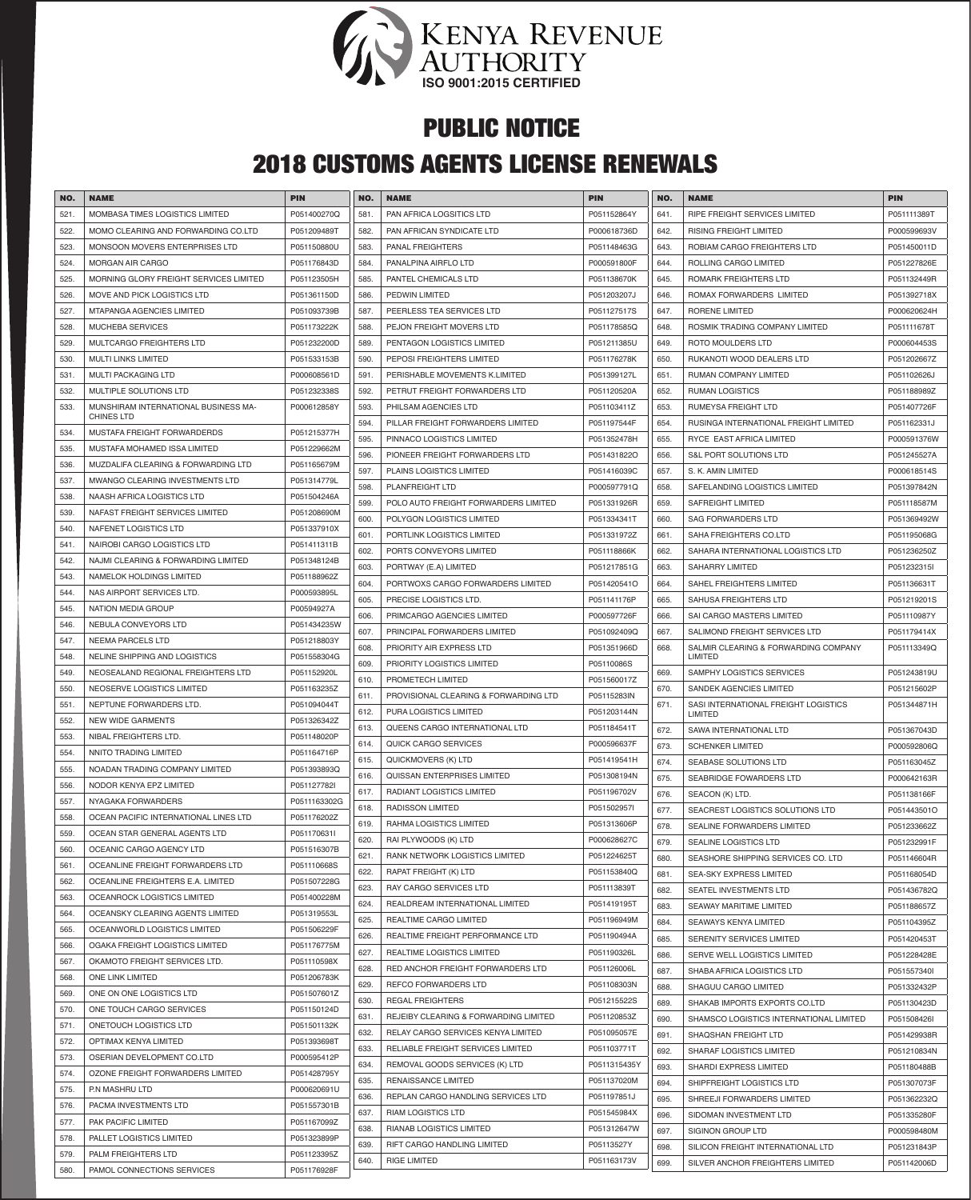KENYA REVENUE AUTHORITY
ISO 9001:2015 CERTIFIED

# PUBLIC NOTICE

## 2018 CUSTOMS AGENTS LICENSE RENEWALS

| NO. | NAME | PIN |
|---|---|---|
| 521. | MOMBASA TIMES LOGISTICS LIMITED | P051400270Q |
| 522. | MOMO CLEARING AND FORWARDING CO.LTD | P051209489T |
| 523. | MONSOON MOVERS ENTERPRISES LTD | P051150880U |
| 524. | MORGAN AIR CARGO | P051176843D |
| 525. | MORNING GLORY FREIGHT SERVICES LIMITED | P051123505H |
| 526. | MOVE AND PICK LOGISTICS LTD | P051361150D |
| 527. | MTAPANGA AGENCIES LIMITED | P051093739B |
| 528. | MUCHEBA SERVICES | P051173222K |
| 529. | MULTCARGO FREIGHTERS LTD | P051232200D |
| 530. | MULTI LINKS LIMITED | P051533153B |
| 531. | MULTI PACKAGING LTD | P000608561D |
| 532. | MULTIPLE SOLUTIONS LTD | P051232338S |
| 533. | MUNSHIRAM INTERNATIONAL BUSINESS MACHINES LTD | P000612858Y |
| 534. | MUSTAFA FREIGHT FORWARDERDS | P051215377H |
| 535. | MUSTAFA MOHAMED ISSA LIMITED | P051229662M |
| 536. | MUZDALIFA CLEARING & FORWARDING LTD | P051165679M |
| 537. | MWANGO CLEARING INVESTMENTS LTD | P051314779L |
| 538. | NAASH AFRICA LOGISTICS LTD | P051504246A |
| 539. | NAFAST FREIGHT SERVICES LIMITED | P051208690M |
| 540. | NAFENET LOGISTICS LTD | P051337910X |
| 541. | NAIROBI CARGO LOGISTICS LTD | P051411311B |
| 542. | NAJMI CLEARING & FORWARDING LIMITED | P051348124B |
| 543. | NAMELOK HOLDINGS LIMITED | P051188962Z |
| 544. | NAS AIRPORT SERVICES LTD. | P000593895L |
| 545. | NATION MEDIA GROUP | P00594927A |
| 546. | NEBULA CONVEYORS LTD | P051434235W |
| 547. | NEEMA PARCELS LTD | P051218803Y |
| 548. | NELINE SHIPPING AND LOGISTICS | P051558304G |
| 549. | NEOSEALAND REGIONAL FREIGHTERS LTD | P051152920L |
| 550. | NEOSERVE LOGISTICS LIMITED | P051163235Z |
| 551. | NEPTUNE FORWARDERS LTD. | P051094044T |
| 552. | NEW WIDE GARMENTS | P051326342Z |
| 553. | NIBAL FREIGHTERS LTD. | P051148020P |
| 554. | NNITO TRADING LIMITED | P051164716P |
| 555. | NOADAN TRADING COMPANY LIMITED | P051393893Q |
| 556. | NODOR KENYA EPZ LIMITED | P051127782I |
| 557. | NYAGAKA FORWARDERS | P0511163302G |
| 558. | OCEAN PACIFIC INTERNATIONAL LINES LTD | P051176202Z |
| 559. | OCEAN STAR GENERAL AGENTS LTD | P051170631I |
| 560. | OCEANIC CARGO AGENCY LTD | P051516307B |
| 561. | OCEANLINE FREIGHT FORWARDERS LTD | P051110668S |
| 562. | OCEANLINE FREIGHTERS E.A. LIMITED | P051507228G |
| 563. | OCEANROCK LOGISTICS LIMITED | P051400228M |
| 564. | OCEANSKY CLEARING AGENTS LIMITED | P051319553L |
| 565. | OCEANWORLD LOGISTICS LIMITED | P051506229F |
| 566. | OGAKA FREIGHT LOGISTICS LIMITED | P051176775M |
| 567. | OKAMOTO FREIGHT SERVICES LTD. | P051110598X |
| 568. | ONE LINK LIMITED | P051206783K |
| 569. | ONE ON ONE LOGISTICS LTD | P051507601Z |
| 570. | ONE TOUCH CARGO SERVICES | P051150124D |
| 571. | ONETOUCH LOGISTICS LTD | P051501132K |
| 572. | OPTIMAX KENYA LIMITED | P051393698T |
| 573. | OSERIAN DEVELOPMENT CO.LTD | P000595412P |
| 574. | OZONE FREIGHT FORWARDERS LIMITED | P051428795Y |
| 575. | P.N MASHRU LTD | P000620691U |
| 576. | PACMA INVESTMENTS LTD | P051557301B |
| 577. | PAK PACIFIC LIMITED | P051167099Z |
| 578. | PALLET LOGISTICS LIMITED | P051323899P |
| 579. | PALM FREIGHTERS LTD | P051123395Z |
| 580. | PAMOL CONNECTIONS SERVICES | P051176928F |
| 581. | PAN AFRICA LOGSITICS LTD | P051152864Y |
| 582. | PAN AFRICAN SYNDICATE LTD | P000618736D |
| 583. | PANAL FREIGHTERS | P051148463G |
| 584. | PANALPINA AIRFLO LTD | P000591800F |
| 585. | PANTEL CHEMICALS LTD | P051138670K |
| 586. | PEDWIN LIMITED | P051203207J |
| 587. | PEERLESS TEA SERVICES LTD | P051127517S |
| 588. | PEJON FREIGHT MOVERS LTD | P051178585Q |
| 589. | PENTAGON LOGISTICS LIMITED | P051211385U |
| 590. | PEPOSI FREIGHTERS LIMITED | P051176278K |
| 591. | PERISHABLE MOVEMENTS K.LIMITED | P051399127L |
| 592. | PETRUT FREIGHT FORWARDERS LTD | P051120520A |
| 593. | PHILSAM AGENCIES LTD | P051103411Z |
| 594. | PILLAR FREIGHT FORWARDERS LIMITED | P051197544F |
| 595. | PINNACO LOGISTICS LIMITED | P051352478H |
| 596. | PIONEER FREIGHT FORWARDERS LTD | P051431822O |
| 597. | PLAINS LOGISTICS LIMITED | P051416039C |
| 598. | PLANFREIGHT LTD | P000597791Q |
| 599. | POLO AUTO FREIGHT FORWARDERS LIMITED | P051331926R |
| 600. | POLYGON LOGISTICS LIMITED | P051334341T |
| 601. | PORTLINK LOGISTICS LIMITED | P051331972Z |
| 602. | PORTS CONVEYORS LIMITED | P051118866K |
| 603. | PORTWAY (E.A) LIMITED | P051217851G |
| 604. | PORTWOXS CARGO FORWARDERS LIMITED | P051420541O |
| 605. | PRECISE LOGISTICS LTD. | P051141176P |
| 606. | PRIMCARGO AGENCIES LIMITED | P000597726F |
| 607. | PRINCIPAL FORWARDERS LIMITED | P051092409Q |
| 608. | PRIORITY AIR EXPRESS LTD | P051351966D |
| 609. | PRIORITY LOGISTICS LIMITED | P05110086S |
| 610. | PROMETECH LIMITED | P051560017Z |
| 611. | PROVISIONAL CLEARING & FORWARDING LTD | P05115283IN |
| 612. | PURA LOGISTICS LIMITED | P051203144N |
| 613. | QUEENS CARGO INTERNATIONAL LTD | P051184541T |
| 614. | QUICK CARGO SERVICES | P000596637F |
| 615. | QUICKMOVERS (K) LTD | P051419541H |
| 616. | QUISSAN ENTERPRISES LIMITED | P051308194N |
| 617. | RADIANT LOGISTICS LIMITED | P051196702V |
| 618. | RADISSON LIMITED | P05150295 7I |
| 619. | RAHMA LOGISTICS LIMITED | P051313606P |
| 620. | RAI PLYWOODS (K) LTD | P000628627C |
| 621. | RANK NETWORK LOGISTICS LIMITED | P051224625T |
| 622. | RAPAT FREIGHT (K) LTD | P051153840Q |
| 623. | RAY CARGO SERVICES LTD | P051113839T |
| 624. | REALDREAM INTERNATIONAL LIMITED | P051419195T |
| 625. | REALTIME CARGO LIMITED | P051196949M |
| 626. | REALTIME FREIGHT PERFORMANCE LTD | P051190494A |
| 627. | REALTIME LOGISTICS LIMITED | P051190326L |
| 628. | RED ANCHOR FREIGHT FORWARDERS LTD | P051126006L |
| 629. | REFCO FORWARDERS LTD | P051108303N |
| 630. | REGAL FREIGHTERS | P051215522S |
| 631. | REJEIBY CLEARING & FORWARDING LIMITED | P051120853Z |
| 632. | RELAY CARGO SERVICES KENYA LIMITED | P051095057E |
| 633. | RELIABLE FREIGHT SERVICES LIMITED | P051103771T |
| 634. | REMOVAL GOODS SERVICES (K) LTD | P0511315435Y |
| 635. | RENAISSANCE LIMITED | P051137020M |
| 636. | REPLAN CARGO HANDLING SERVICES LTD | P051197851J |
| 637. | RIAM LOGISTICS LTD | P051545984X |
| 638. | RIANAB LOGISTICS LIMITED | P051312647W |
| 639. | RIFT CARGO HANDLING LIMITED | P05113527Y |
| 640. | RIGE LIMITED | P051163173V |
| 641. | RIPE FREIGHT SERVICES LIMITED | P051111389T |
| 642. | RISING FREIGHT LIMITED | P000599693V |
| 643. | ROBIAM CARGO FREIGHTERS LTD | P051450011D |
| 644. | ROLLING CARGO LIMITED | P051227826E |
| 645. | ROMARK FREIGHTERS LTD | P051132449R |
| 646. | ROMAX FORWARDERS LIMITED | P051392718X |
| 647. | RORENE LIMITED | P000620624H |
| 648. | ROSMIK TRADING COMPANY LIMITED | P051111678T |
| 649. | ROTO MOULDERS LTD | P000604453S |
| 650. | RUKANOTI WOOD DEALERS LTD | P051202667Z |
| 651. | RUMAN COMPANY LIMITED | P051102626J |
| 652. | RUMAN LOGISTICS | P051188989Z |
| 653. | RUMEYSA FREIGHT LTD | P051407726F |
| 654. | RUSINGA INTERNATIONAL FREIGHT LIMITED | P051162331J |
| 655. | RYCE EAST AFRICA LIMITED | P000591376W |
| 656. | S&L PORT SOLUTIONS LTD | P051245527A |
| 657. | S. K. AMIN LIMITED | P000618514S |
| 658. | SAFELANDING LOGISTICS LIMITED | P051397842N |
| 659. | SAFREIGHT LIMITED | P051118587M |
| 660. | SAG FORWARDERS LTD | P051369492W |
| 661. | SAHA FREIGHTERS CO.LTD | P051195068G |
| 662. | SAHARA INTERNATIONAL LOGISTICS LTD | P051236250Z |
| 663. | SAHARRY LIMITED | P051232315I |
| 664. | SAHEL FREIGHTERS LIMITED | P051136631T |
| 665. | SAHUSA FREIGHTERS LTD | P051219201S |
| 666. | SAI CARGO MASTERS LIMITED | P051110987Y |
| 667. | SALIMOND FREIGHT SERVICES LTD | P051179414X |
| 668. | SALMIR CLEARING & FORWARDING COMPANY LIMITED | P051113349Q |
| 669. | SAMPHY LOGISTICS SERVICES | P051243819U |
| 670. | SANDEK AGENCIES LIMITED | P051215602P |
| 671. | SASI INTERNATIONAL FREIGHT LOGISTICS LIMITED | P051344871H |
| 672. | SAWA INTERNATIONAL LTD | P051367043D |
| 673. | SCHENKER LIMITED | P000592806Q |
| 674. | SEABASE SOLUTIONS LTD | P051163045Z |
| 675. | SEABRIDGE FOWARDERS LTD | P000642163R |
| 676. | SEACON (K) LTD. | P051138166F |
| 677. | SEACREST LOGISTICS SOLUTIONS LTD | P051443501O |
| 678. | SEALINE FORWARDERS LIMITED | P051233662Z |
| 679. | SEALINE LOGISTICS LTD | P051232991F |
| 680. | SEASHORE SHIPPING SERVICES CO. LTD | P051146604R |
| 681. | SEA-SKY EXPRESS LIMITED | P051168054D |
| 682. | SEATEL INVESTMENTS LTD | P051436782Q |
| 683. | SEAWAY MARITIME LIMITED | P051188657Z |
| 684. | SEAWAYS KENYA LIMITED | P051104395Z |
| 685. | SERENITY SERVICES LIMITED | P051420453T |
| 686. | SERVE WELL LOGISTICS LIMITED | P051228428E |
| 687. | SHABA AFRICA LOGISTICS LTD | P051557340I |
| 688. | SHAGUU CARGO LIMITED | P051332432P |
| 689. | SHAKAB IMPORTS EXPORTS CO.LTD | P051130423D |
| 690. | SHAMSCO LOGISTICS INTERNATIONAL LIMITED | P051508426I |
| 691. | SHAQSHAN FREIGHT LTD | P051429938R |
| 692. | SHARAF LOGISTICS LIMITED | P051210834N |
| 693. | SHARDI EXPRESS LIMITED | P051180488B |
| 694. | SHIPFREIGHT LOGISTICS LTD | P051307073F |
| 695. | SHREEJI FORWARDERS LIMITED | P051362232Q |
| 696. | SIDOMAN INVESTMENT LTD | P051335280F |
| 697. | SIGINON GROUP LTD | P000598480M |
| 698. | SILICON FREIGHT INTERNATIONAL LTD | P051231843P |
| 699. | SILVER ANCHOR FREIGHTERS LIMITED | P051142006D |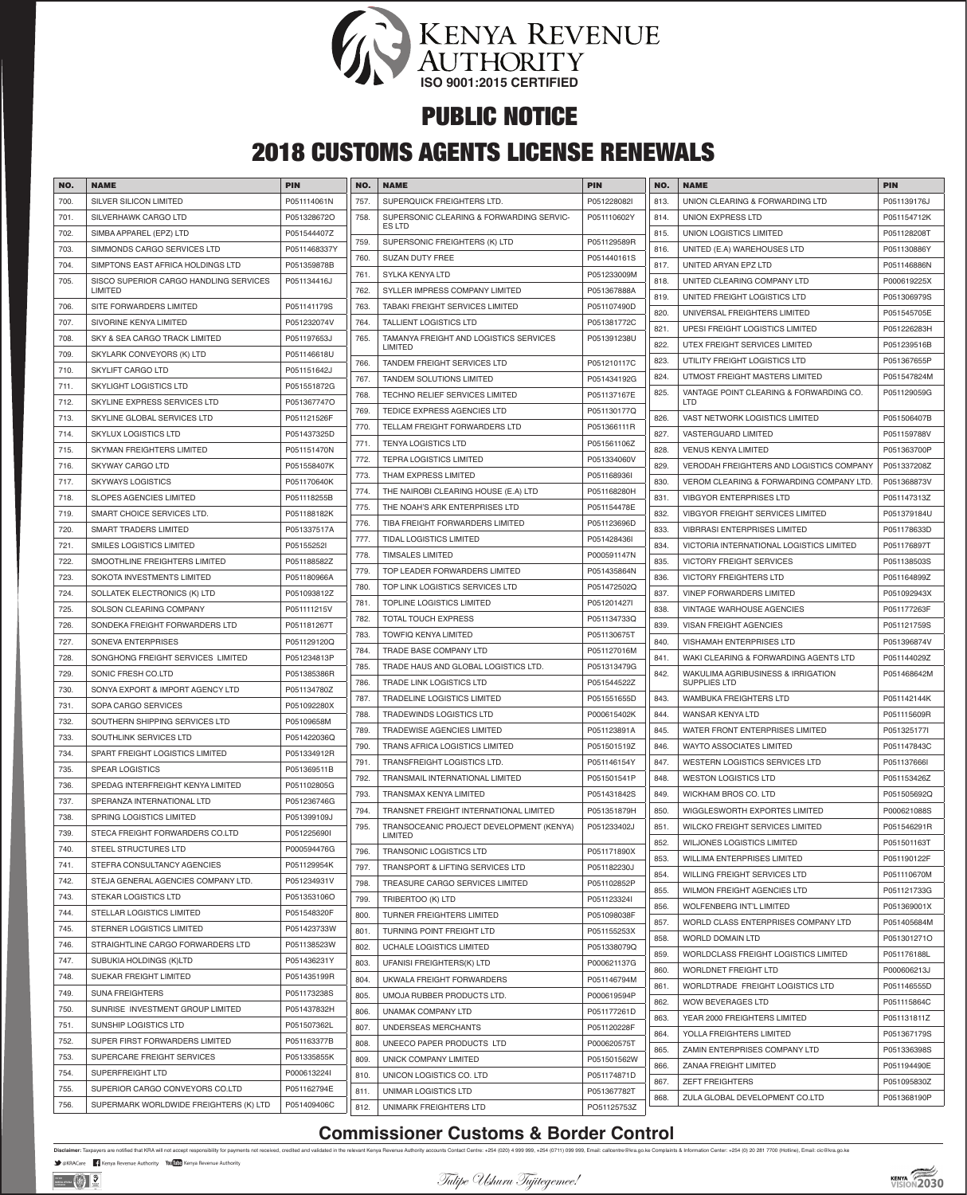# KENYA REVENUE AUTHORITY

**ISO 9001:2015 CERTIFIED**

# PUBLIC NOTICE

## 2018 CUSTOMS AGENTS LICENSE RENEWALS

| NO. | NAME | PIN |
|---|---|---|
| 700. | SILVER SILICON LIMITED | P051114061N |
| 701. | SILVERHAWK CARGO LTD | P051328672O |
| 702. | SIMBA APPAREL (EPZ) LTD | P051544407Z |
| 703. | SIMMONDS CARGO SERVICES LTD | P0511468337Y |
| 704. | SIMPTONS EAST AFRICA HOLDINGS LTD | P051359878B |
| 705. | SISCO SUPERIOR CARGO HANDLING SERVICES LIMITED | P051134416J |
| 706. | SITE FORWARDERS LIMITED | P051141179S |
| 707. | SIVORINE KENYA LIMITED | P051232074V |
| 708. | SKY & SEA CARGO TRACK LIMITED | P051197653J |
| 709. | SKYLARK CONVEYORS (K) LTD | P051146618U |
| 710. | SKYLIFT CARGO LTD | P051151642J |
| 711. | SKYLIGHT LOGISTICS LTD | P051551872G |
| 712. | SKYLINE EXPRESS SERVICES LTD | P051367747O |
| 713. | SKYLINE GLOBAL SERVICES LTD | P051121526F |
| 714. | SKYLUX LOGISTICS LTD | P051437325D |
| 715. | SKYMAN FREIGHTERS LIMITED | P051151470N |
| 716. | SKYWAY CARGO LTD | P051558407K |
| 717. | SKYWAYS LOGISTICS | P051170640K |
| 718. | SLOPES AGENCIES LIMITED | P051118255B |
| 719. | SMART CHOICE SERVICES LTD. | P051188182K |
| 720. | SMART TRADERS LIMITED | P051337517A |
| 721. | SMILES LOGISTICS LIMITED | P05155252I |
| 722. | SMOOTHLINE FREIGHTERS LIMITED | P051188582Z |
| 723. | SOKOTA INVESTMENTS LIMITED | P051180966A |
| 724. | SOLLATEK ELECTRONICS (K) LTD | P051093812Z |
| 725. | SOLSON CLEARING COMPANY | P051111215V |
| 726. | SONDEKA FREIGHT FORWARDERS LTD | P051181267T |
| 727. | SONEVA ENTERPRISES | P051129120Q |
| 728. | SONGHONG FREIGHT SERVICES LIMITED | P051234813P |
| 729. | SONIC FRESH CO.LTD | P051385386R |
| 730. | SONYA EXPORT & IMPORT AGENCY LTD | P051134780Z |
| 731. | SOPA CARGO SERVICES | P051092280X |
| 732. | SOUTHERN SHIPPING SERVICES LTD | P05109658M |
| 733. | SOUTHLINK SERVICES LTD | P051422036Q |
| 734. | SPART FREIGHT LOGISTICS LIMITED | P051334912R |
| 735. | SPEAR LOGISTICS | P051369511B |
| 736. | SPEDAG INTERFREIGHT KENYA LIMITED | P051102805G |
| 737. | SPERANZA INTERNATIONAL LTD | P051236746G |
| 738. | SPRING LOGISTICS LIMITED | P051399109J |
| 739. | STECA FREIGHT FORWARDERS CO.LTD | P05122569OI |
| 740. | STEEL STRUCTURES LTD | P000594476G |
| 741. | STEFRA CONSULTANCY AGENCIES | P051129954K |
| 742. | STEJA GENERAL AGENCIES COMPANY LTD. | P051234931V |
| 743. | STEKAR LOGISTICS LTD | P051353106O |
| 744. | STELLAR LOGISTICS LIMITED | P051548320F |
| 745. | STERNER LOGISTICS LIMITED | P051423733W |
| 746. | STRAIGHTLINE CARGO FORWARDERS LTD | P051138523W |
| 747. | SUBUKIA HOLDINGS (K)LTD | P051436231Y |
| 748. | SUEKAR FREIGHT LIMITED | P051435199R |
| 749. | SUNA FREIGHTERS | P051173238S |
| 750. | SUNRISE INVESTMENT GROUP LIMITED | P051437832H |
| 751. | SUNSHIP LOGISTICS LTD | P051507362L |
| 752. | SUPER FIRST FORWARDERS LIMITED | P051163377B |
| 753. | SUPERCARE FREIGHT SERVICES | P051335855K |
| 754. | SUPERFREIGHT LTD | P000613224I |
| 755. | SUPERIOR CARGO CONVEYORS CO.LTD | P051162794E |
| 756. | SUPERMARK WORLDWIDE FREIGHTERS (K) LTD | P051409406C |
| 757. | SUPERQUICK FREIGHTERS LTD. | P051228082I |
| 758. | SUPERSONIC CLEARING & FORWARDING SERVICES LTD | P051110602Y |
| 759. | SUPERSONIC FREIGHTERS (K) LTD | P051129589R |
| 760. | SUZAN DUTY FREE | P051440161S |
| 761. | SYLKA KENYA LTD | P051233009M |
| 762. | SYLLER IMPRESS COMPANY LIMITED | P051367888A |
| 763. | TABAKI FREIGHT SERVICES LIMITED | P051107490D |
| 764. | TALLIENT LOGISTICS LTD | P051381772C |
| 765. | TAMANYA FREIGHT AND LOGISTICS SERVICES LIMITED | P051391238U |
| 766. | TANDEM FREIGHT SERVICES LTD | P051210117C |
| 767. | TANDEM SOLUTIONS LIMITED | P051434192G |
| 768. | TECHNO RELIEF SERVICES LIMITED | P051137167E |
| 769. | TEDICE EXPRESS AGENCIES LTD | P051130177Q |
| 770. | TELLAM FREIGHT FORWARDERS LTD | P051366111R |
| 771. | TENYA LOGISTICS LTD | P051561106Z |
| 772. | TEPRA LOGISTICS LIMITED | P051334060V |
| 773. | THAM EXPRESS LIMITED | P051168936I |
| 774. | THE NAIROBI CLEARING HOUSE (E.A) LTD | P051168280H |
| 775. | THE NOAH'S ARK ENTERPRISES LTD | P051154478E |
| 776. | TIBA FREIGHT FORWARDERS LIMITED | P051123696D |
| 777. | TIDAL LOGISTICS LIMITED | P051428436I |
| 778. | TIMSALES LIMITED | P000591147N |
| 779. | TOP LEADER FORWARDERS LIMITED | P051435864N |
| 780. | TOP LINK LOGISTICS SERVICES LTD | P051472502Q |
| 781. | TOPLINE LOGISTICS LIMITED | P051201427I |
| 782. | TOTAL TOUCH EXPRESS | P051134733Q |
| 783. | TOWFIQ KENYA LIMITED | P051130675T |
| 784. | TRADE BASE COMPANY LTD | P051127016M |
| 785. | TRADE HAUS AND GLOBAL LOGISTICS LTD. | P051313479G |
| 786. | TRADE LINK LOGISTICS LTD | P051544522Z |
| 787. | TRADELINE LOGISTICS LIMITED | P051551655D |
| 788. | TRADEWINDS LOGISTICS LTD | P000615402K |
| 789. | TRADEWISE AGENCIES LIMITED | P051123891A |
| 790. | TRANS AFRICA LOGISTICS LIMITED | P051501519Z |
| 791. | TRANSFREIGHT LOGISTICS LTD. | P051146154Y |
| 792. | TRANSMAIL INTERNATIONAL LIMITED | P051501541P |
| 793. | TRANSMAX KENYA LIMITED | P051431842S |
| 794. | TRANSNET FREIGHT INTERNATIONAL LIMITED | P051351879H |
| 795. | TRANSOCEANIC PROJECT DEVELOPMENT (KENYA) LIMITED | P051233402J |
| 796. | TRANSONIC LOGISTICS LTD | P051171890X |
| 797. | TRANSPORT & LIFTING SERVICES LTD | P051182230J |
| 798. | TREASURE CARGO SERVICES LIMITED | P051102852P |
| 799. | TRIBERTOO (K) LTD | P051123324I |
| 800. | TURNER FREIGHTERS LIMITED | P051098038F |
| 801. | TURNING POINT FREIGHT LTD | P051155253X |
| 802. | UCHALE LOGISTICS LIMITED | P051338079Q |
| 803. | UFANISI FREIGHTERS(K) LTD | P000621137G |
| 804. | UKWALA FREIGHT FORWARDERS | P051146794M |
| 805. | UMOJA RUBBER PRODUCTS LTD. | P000619594P |
| 806. | UNAMAK COMPANY LTD | P051177261D |
| 807. | UNDERSEAS MERCHANTS | P051120228F |
| 808. | UNEECO PAPER PRODUCTS LTD | P000620575T |
| 809. | UNICK COMPANY LIMITED | P051501562W |
| 810. | UNICON LOGISTICS CO. LTD | P051174871D |
| 811. | UNIMAR LOGISTICS LTD | P051367782T |
| 812. | UNIMARK FREIGHTERS LTD | PO51125753Z |
| 813. | UNION CLEARING & FORWARDING LTD | P051139176J |
| 814. | UNION EXPRESS LTD | P051154712K |
| 815. | UNION LOGISTICS LIMITED | P051128208T |
| 816. | UNITED (E.A) WAREHOUSES LTD | P051130886Y |
| 817. | UNITED ARYAN EPZ LTD | P051146886N |
| 818. | UNITED CLEARING COMPANY LTD | P000619225X |
| 819. | UNITED FREIGHT LOGISTICS LTD | P051306979S |
| 820. | UNIVERSAL FREIGHTERS LIMITED | P051545705E |
| 821. | UPESI FREIGHT LOGISTICS LIMITED | P051226283H |
| 822. | UTEX FREIGHT SERVICES LIMITED | P051239516B |
| 823. | UTILITY FREIGHT LOGISTICS LTD | P051367655P |
| 824. | UTMOST FREIGHT MASTERS LIMITED | P051547824M |
| 825. | VANTAGE POINT CLEARING & FORWARDING CO. LTD | P051129059G |
| 826. | VAST NETWORK LOGISTICS LIMITED | P051506407B |
| 827. | VASTERGUARD LIMITED | P051159788V |
| 828. | VENUS KENYA LIMITED | P051363700P |
| 829. | VERODAH FREIGHTERS AND LOGISTICS COMPANY | P051337208Z |
| 830. | VEROM CLEARING & FORWARDING COMPANY LTD. | P051368873V |
| 831. | VIBGYOR ENTERPRISES LTD | P051147313Z |
| 832. | VIBGYOR FREIGHT SERVICES LIMITED | P051379184U |
| 833. | VIBRRASI ENTERPRISES LIMITED | P051178633D |
| 834. | VICTORIA INTERNATIONAL LOGISTICS LIMITED | P0511768977T |
| 835. | VICTORY FREIGHT SERVICES | P051138503S |
| 836. | VICTORY FREIGHTERS LTD | P051164899Z |
| 837. | VINEP FORWARDERS LIMITED | P051092943X |
| 838. | VINTAGE WARHOUSE AGENCIES | P051177263F |
| 839. | VISAN FREIGHT AGENCIES | P051121759S |
| 840. | VISHAMAH ENTERPRISES LTD | P051396874V |
| 841. | WAKI CLEARING & FORWARDING AGENTS LTD | P051144029Z |
| 842. | WAKULIMA AGRIBUSINESS & IRRIGATION SUPPLIES LTD | P051468642M |
| 843. | WAMBUKA FREIGHTERS LTD | P051142144K |
| 844. | WANSAR KENYA LTD | P051115609R |
| 845. | WATER FRONT ENTERPRISES LIMITED | P051325177I |
| 846. | WAYTO ASSOCIATES LIMITED | P051147843C |
| 847. | WESTERN LOGISTICS SERVICES LTD | P051137666I |
| 848. | WESTON LOGISTICS LTD | P051153426Z |
| 849. | WICKHAM BROS CO. LTD | P051505692Q |
| 850. | WIGGLESWORTH EXPORTES LIMITED | P000621088S |
| 851. | WILCKO FREIGHT SERVICES LIMITED | P051546291R |
| 852. | WILJONES LOGISTICS LIMITED | P051501163T |
| 853. | WILLIMA ENTERPRISES LIMITED | P051190122F |
| 854. | WILLING FREIGHT SERVICES LTD | P051110670M |
| 855. | WILMON FREIGHT AGENCIES LTD | P051121733G |
| 856. | WOLFENBERG INT'L LIMITED | P051369001X |
| 857. | WORLD CLASS ENTERPRISES COMPANY LTD | P051405684M |
| 858. | WORLD DOMAIN LTD | P051301271O |
| 859. | WORLDCLASS FREIGHT LOGISTICS LIMITED | P051176188L |
| 860. | WORLDNET FREIGHT LTD | P000606213J |
| 861. | WORLDTRADE FREIGHT LOGISTICS LTD | P051146555D |
| 862. | WOW BEVERAGES LTD | P051115864C |
| 863. | YEAR 2000 FREIGHTERS LIMITED | P051131811Z |
| 864. | YOLLA FREIGHTERS LIMITED | P051367179S |
| 865. | ZAMIN ENTERPRISES COMPANY LTD | P051336398S |
| 866. | ZANAA FREIGHT LIMITED | P051194490E |
| 867. | ZEFT FREIGHTERS | P051095830Z |
| 868. | ZULA GLOBAL DEVELOPMENT CO.LTD | P051368190P |

## Commissioner Customs & Border Control

**Disclaimer:** Taxpayers are notified that KRA will not accept responsibility for payments not received, credited and validated in the relevant Kenya Revenue Authority accounts Contact Centre: +254 (020) 4 999 999, +254 (0711) 099 999, Email: callcentre@kra.go.ke Complaints & Information Center: +254 (0) 20 281 7700 (Hotline), Email: cic@kra.go.ke

@KRACare | Kenya Revenue Authority | Kenya Revenue Authority

*Tulipe Ushuru Tujitegemee!*

KENYA VISION 2030